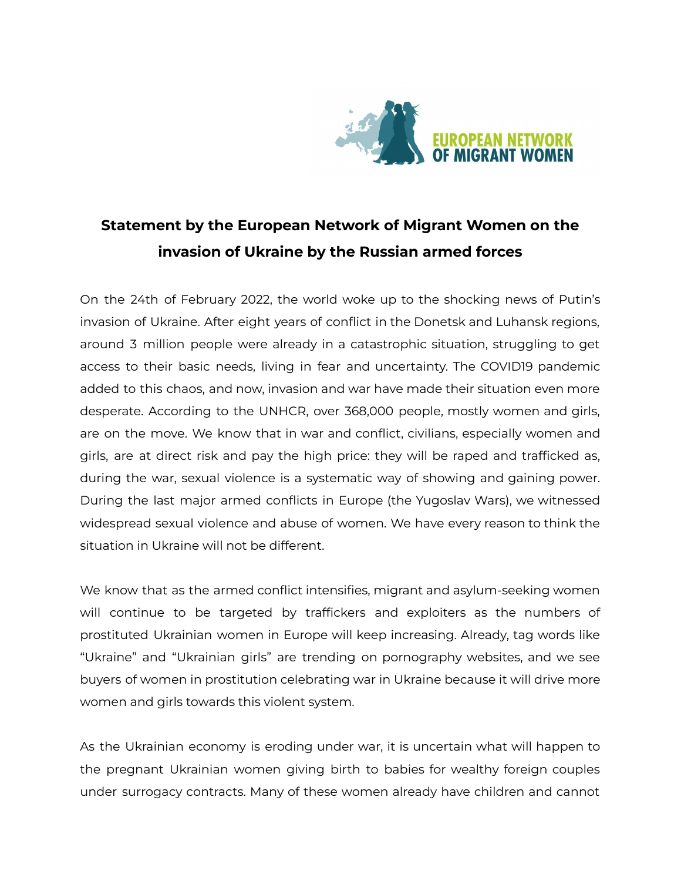EUROPEAN NETWORK OF MIGRANT WOMEN

# Statement by the European Network of Migrant Women on the invasion of Ukraine by the Russian armed forces

On the 24th of February 2022, the world woke up to the shocking news of Putin's invasion of Ukraine. After eight years of conflict in the Donetsk and Luhansk regions, around 3 million people were already in a catastrophic situation, struggling to get access to their basic needs, living in fear and uncertainty. The COVID19 pandemic added to this chaos, and now, invasion and war have made their situation even more desperate. According to the UNHCR, over 368,000 people, mostly women and girls, are on the move. We know that in war and conflict, civilians, especially women and girls, are at direct risk and pay the high price: they will be raped and trafficked as, during the war, sexual violence is a systematic way of showing and gaining power. During the last major armed conflicts in Europe (the Yugoslav Wars), we witnessed widespread sexual violence and abuse of women. We have every reason to think the situation in Ukraine will not be different.

We know that as the armed conflict intensifies, migrant and asylum-seeking women will continue to be targeted by traffickers and exploiters as the numbers of prostituted Ukrainian women in Europe will keep increasing. Already, tag words like "Ukraine" and "Ukrainian girls" are trending on pornography websites, and we see buyers of women in prostitution celebrating war in Ukraine because it will drive more women and girls towards this violent system.

As the Ukrainian economy is eroding under war, it is uncertain what will happen to the pregnant Ukrainian women giving birth to babies for wealthy foreign couples under surrogacy contracts. Many of these women already have children and cannot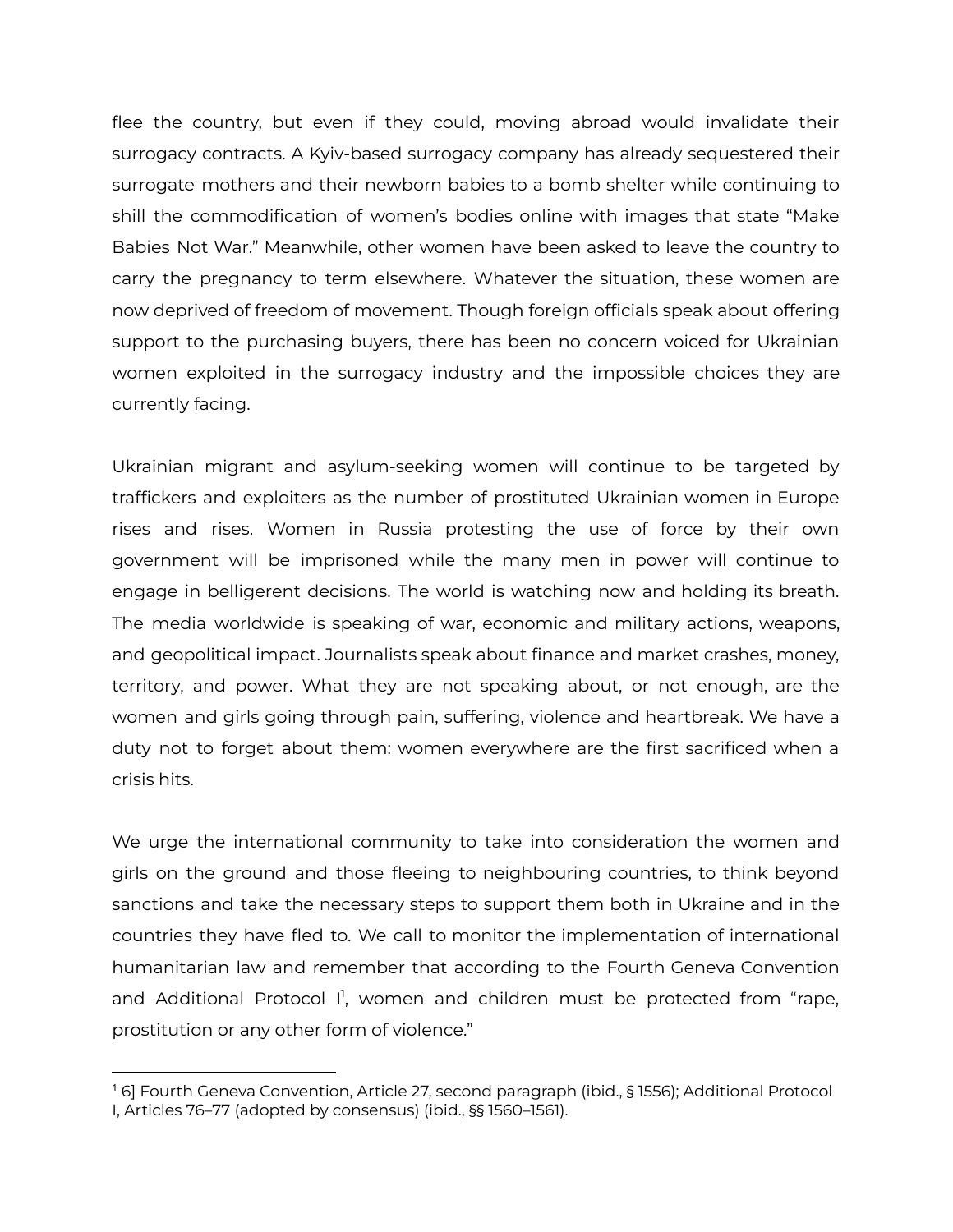flee the country, but even if they could, moving abroad would invalidate their surrogacy contracts. A Kyiv-based surrogacy company has already sequestered their surrogate mothers and their newborn babies to a bomb shelter while continuing to shill the commodification of women's bodies online with images that state "Make Babies Not War." Meanwhile, other women have been asked to leave the country to carry the pregnancy to term elsewhere. Whatever the situation, these women are now deprived of freedom of movement. Though foreign officials speak about offering support to the purchasing buyers, there has been no concern voiced for Ukrainian women exploited in the surrogacy industry and the impossible choices they are currently facing.

Ukrainian migrant and asylum-seeking women will continue to be targeted by traffickers and exploiters as the number of prostituted Ukrainian women in Europe rises and rises. Women in Russia protesting the use of force by their own government will be imprisoned while the many men in power will continue to engage in belligerent decisions. The world is watching now and holding its breath. The media worldwide is speaking of war, economic and military actions, weapons, and geopolitical impact. Journalists speak about finance and market crashes, money, territory, and power. What they are not speaking about, or not enough, are the women and girls going through pain, suffering, violence and heartbreak. We have a duty not to forget about them: women everywhere are the first sacrificed when a crisis hits.

We urge the international community to take into consideration the women and girls on the ground and those fleeing to neighbouring countries, to think beyond sanctions and take the necessary steps to support them both in Ukraine and in the countries they have fled to. We call to monitor the implementation of international humanitarian law and remember that according to the Fourth Geneva Convention and Additional Protocol I[1], women and children must be protected from "rape, prostitution or any other form of violence."

[1] 6] Fourth Geneva Convention, Article 27, second paragraph (ibid., § 1556); Additional Protocol I, Articles 76–77 (adopted by consensus) (ibid., §§ 1560–1561).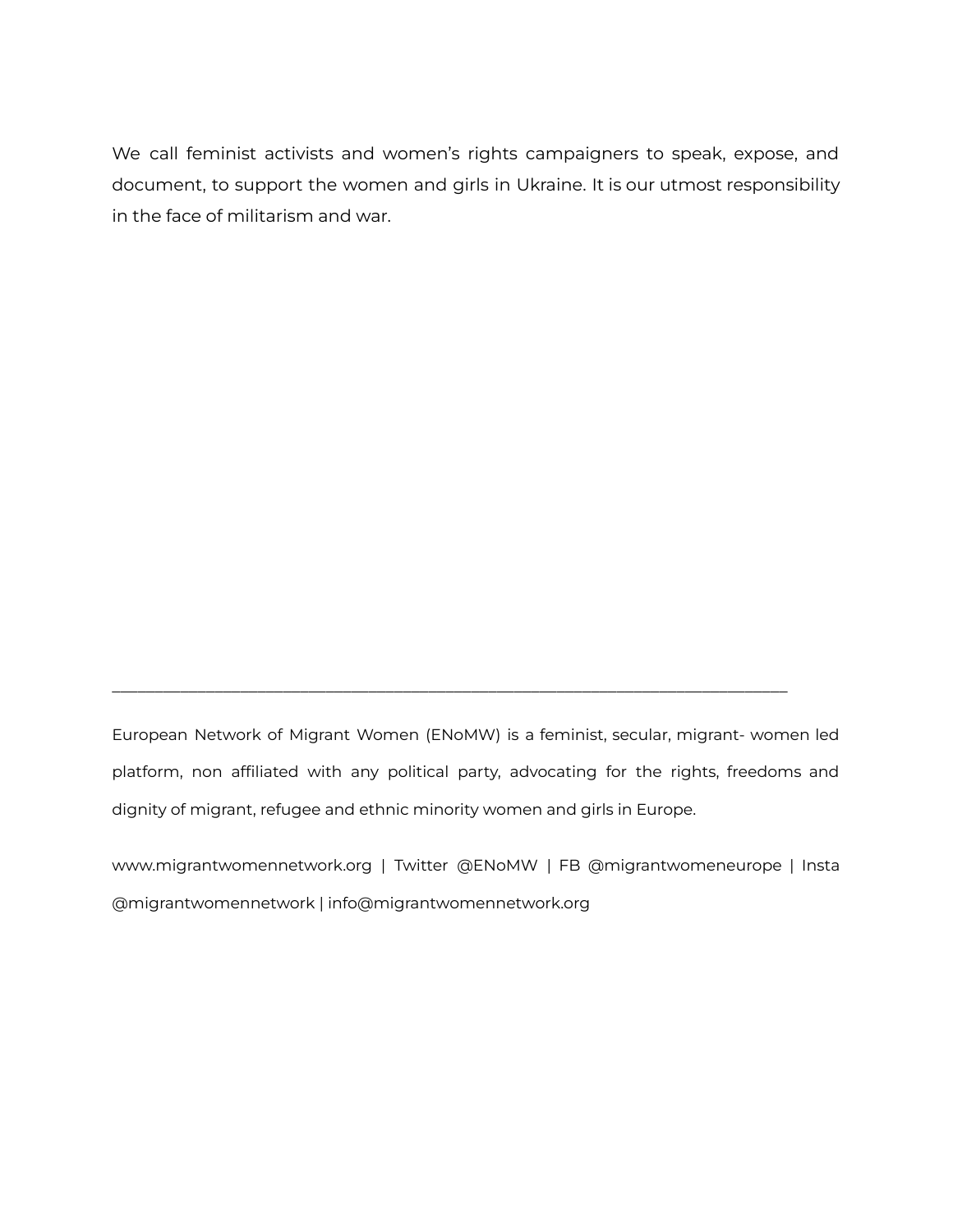We call feminist activists and women's rights campaigners to speak, expose, and document, to support the women and girls in Ukraine. It is our utmost responsibility in the face of militarism and war.

---

European Network of Migrant Women (ENoMW) is a feminist, secular, migrant- women led platform, non affiliated with any political party, advocating for the rights, freedoms and dignity of migrant, refugee and ethnic minority women and girls in Europe.

www.migrantwomennetwork.org | Twitter @ENoMW | FB @migrantwomeneurope | Insta @migrantwomennetwork | info@migrantwomennetwork.org